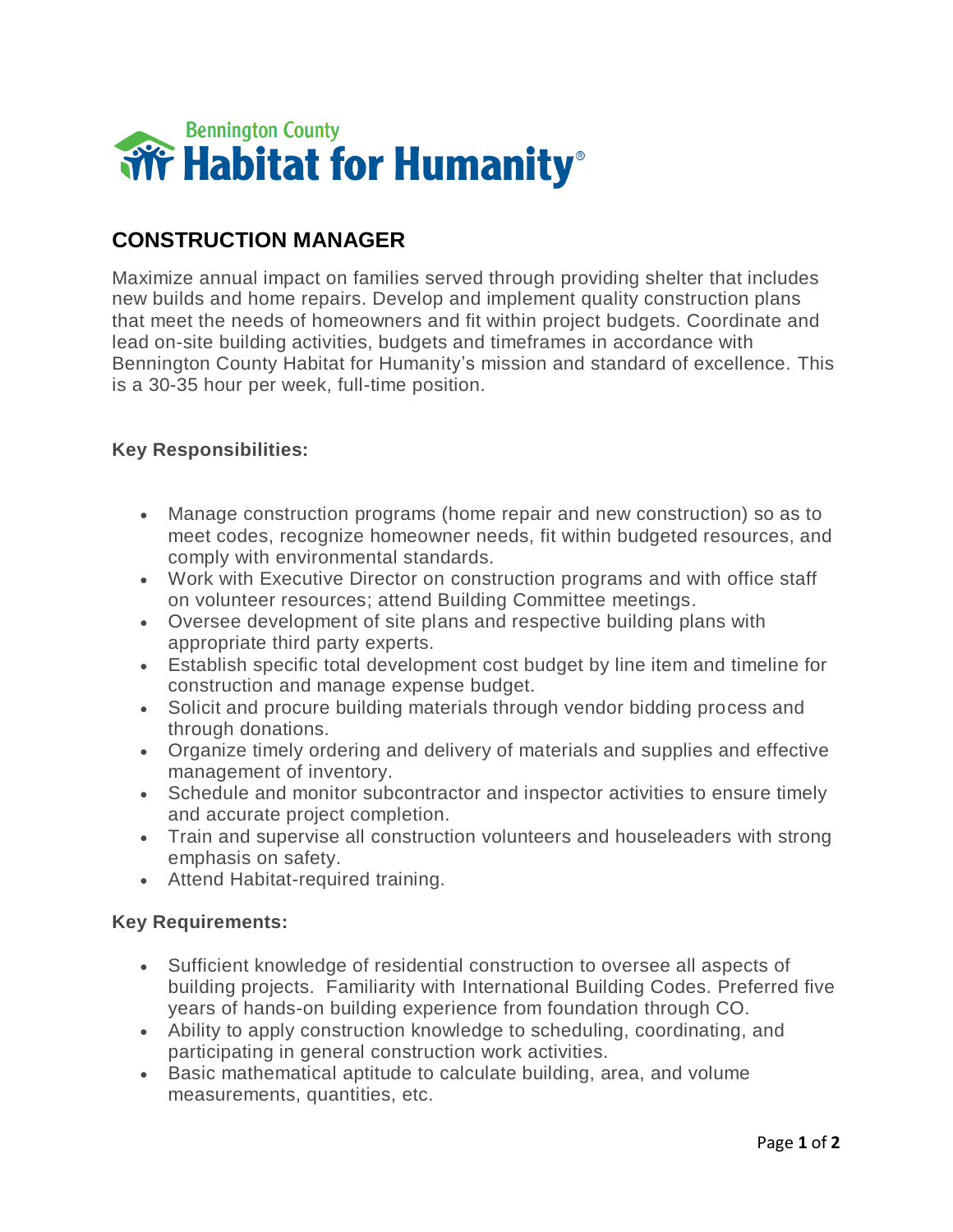Bennington County
Habitat for Humanity®

# CONSTRUCTION MANAGER

Maximize annual impact on families served through providing shelter that includes new builds and home repairs. Develop and implement quality construction plans that meet the needs of homeowners and fit within project budgets. Coordinate and lead on-site building activities, budgets and timeframes in accordance with Bennington County Habitat for Humanity's mission and standard of excellence. This is a 30-35 hour per week, full-time position.

**Key Responsibilities:**

- Manage construction programs (home repair and new construction) so as to meet codes, recognize homeowner needs, fit within budgeted resources, and comply with environmental standards.
- Work with Executive Director on construction programs and with office staff on volunteer resources; attend Building Committee meetings.
- Oversee development of site plans and respective building plans with appropriate third party experts.
- Establish specific total development cost budget by line item and timeline for construction and manage expense budget.
- Solicit and procure building materials through vendor bidding process and through donations.
- Organize timely ordering and delivery of materials and supplies and effective management of inventory.
- Schedule and monitor subcontractor and inspector activities to ensure timely and accurate project completion.
- Train and supervise all construction volunteers and houseleaders with strong emphasis on safety.
- Attend Habitat-required training.

**Key Requirements:**

- Sufficient knowledge of residential construction to oversee all aspects of building projects. Familiarity with International Building Codes. Preferred five years of hands-on building experience from foundation through CO.
- Ability to apply construction knowledge to scheduling, coordinating, and participating in general construction work activities.
- Basic mathematical aptitude to calculate building, area, and volume measurements, quantities, etc.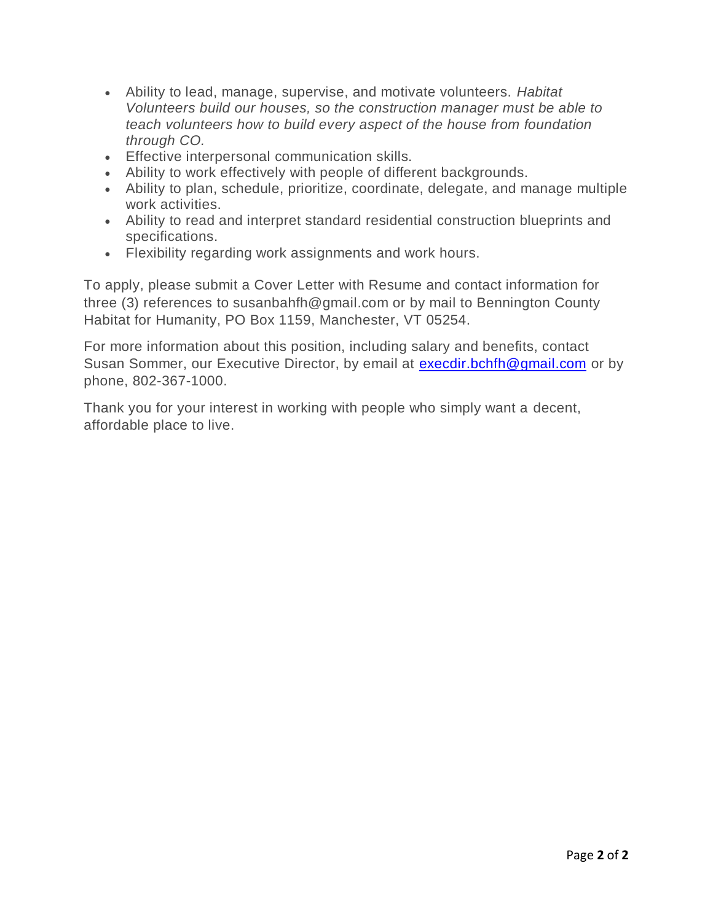- Ability to lead, manage, supervise, and motivate volunteers. *Habitat Volunteers build our houses, so the construction manager must be able to teach volunteers how to build every aspect of the house from foundation through CO.*
- Effective interpersonal communication skills.
- Ability to work effectively with people of different backgrounds.
- Ability to plan, schedule, prioritize, coordinate, delegate, and manage multiple work activities.
- Ability to read and interpret standard residential construction blueprints and specifications.
- Flexibility regarding work assignments and work hours.

To apply, please submit a Cover Letter with Resume and contact information for three (3) references to susanbahfh@gmail.com or by mail to Bennington County Habitat for Humanity, PO Box 1159, Manchester, VT 05254.

For more information about this position, including salary and benefits, contact Susan Sommer, our Executive Director, by email at [execdir.bchfh@gmail.com](mailto:execdir.bchfh@gmail.com) or by phone, 802-367-1000.

Thank you for your interest in working with people who simply want a decent, affordable place to live.